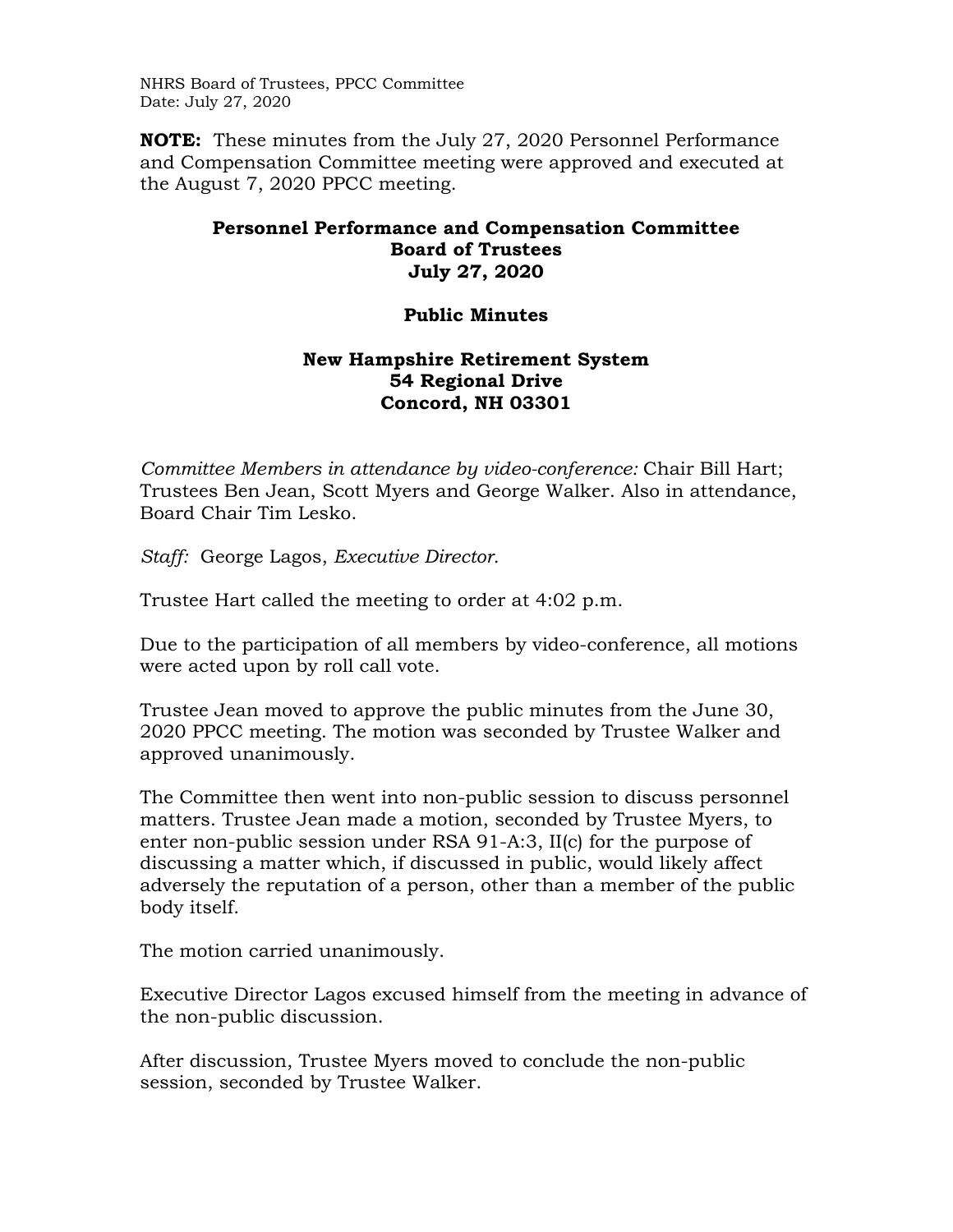NHRS Board of Trustees, PPCC Committee
Date: July 27, 2020

**NOTE:** These minutes from the July 27, 2020 Personnel Performance and Compensation Committee meeting were approved and executed at the August 7, 2020 PPCC meeting.

**Personnel Performance and Compensation Committee**
**Board of Trustees**
**July 27, 2020**

**Public Minutes**

**New Hampshire Retirement System**
**54 Regional Drive**
**Concord, NH 03301**

*Committee Members in attendance by video-conference:* Chair Bill Hart; Trustees Ben Jean, Scott Myers and George Walker. Also in attendance, Board Chair Tim Lesko.

*Staff:* George Lagos, *Executive Director.*

Trustee Hart called the meeting to order at 4:02 p.m.

Due to the participation of all members by video-conference, all motions were acted upon by roll call vote.

Trustee Jean moved to approve the public minutes from the June 30, 2020 PPCC meeting. The motion was seconded by Trustee Walker and approved unanimously.

The Committee then went into non-public session to discuss personnel matters. Trustee Jean made a motion, seconded by Trustee Myers, to enter non-public session under RSA 91-A:3, II(c) for the purpose of discussing a matter which, if discussed in public, would likely affect adversely the reputation of a person, other than a member of the public body itself.

The motion carried unanimously.

Executive Director Lagos excused himself from the meeting in advance of the non-public discussion.

After discussion, Trustee Myers moved to conclude the non-public session, seconded by Trustee Walker.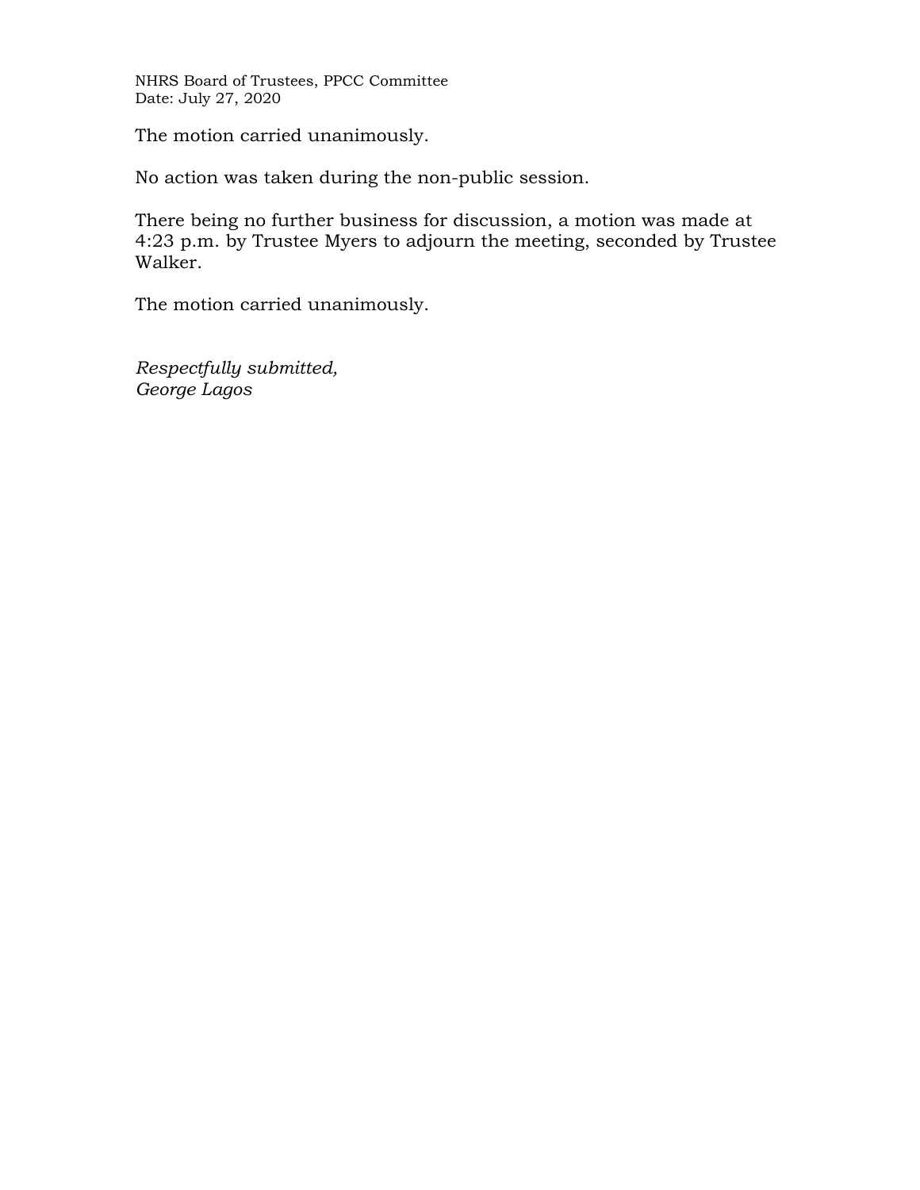The motion carried unanimously.

No action was taken during the non-public session.

There being no further business for discussion, a motion was made at 4:23 p.m. by Trustee Myers to adjourn the meeting, seconded by Trustee Walker.

The motion carried unanimously.

*Respectfully submitted,*
*George Lagos*